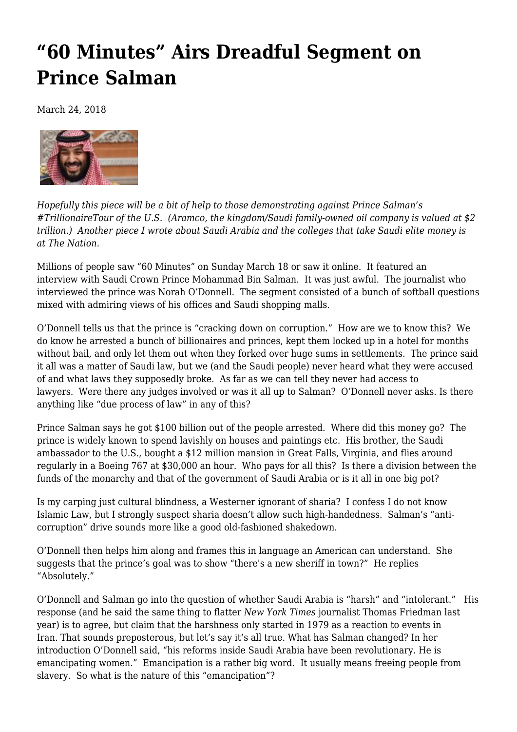# "60 Minutes" Airs Dreadful Segment on Prince Salman

March 24, 2018

*Hopefully this piece will be a bit of help to those demonstrating against Prince Salman's #TrillionaireTour of the U.S. (Aramco, the kingdom/Saudi family-owned oil company is valued at $2 trillion.) Another piece I wrote about Saudi Arabia and the colleges that take Saudi elite money is at The Nation.*

Millions of people saw "60 Minutes" on Sunday March 18 or saw it online. It featured an interview with Saudi Crown Prince Mohammad Bin Salman. It was just awful. The journalist who interviewed the prince was Norah O'Donnell. The segment consisted of a bunch of softball questions mixed with admiring views of his offices and Saudi shopping malls.

O'Donnell tells us that the prince is "cracking down on corruption." How are we to know this? We do know he arrested a bunch of billionaires and princes, kept them locked up in a hotel for months without bail, and only let them out when they forked over huge sums in settlements. The prince said it all was a matter of Saudi law, but we (and the Saudi people) never heard what they were accused of and what laws they supposedly broke. As far as we can tell they never had access to lawyers. Were there any judges involved or was it all up to Salman? O'Donnell never asks. Is there anything like "due process of law" in any of this?

Prince Salman says he got $100 billion out of the people arrested. Where did this money go? The prince is widely known to spend lavishly on houses and paintings etc. His brother, the Saudi ambassador to the U.S., bought a $12 million mansion in Great Falls, Virginia, and flies around regularly in a Boeing 767 at $30,000 an hour. Who pays for all this? Is there a division between the funds of the monarchy and that of the government of Saudi Arabia or is it all in one big pot?

Is my carping just cultural blindness, a Westerner ignorant of sharia? I confess I do not know Islamic Law, but I strongly suspect sharia doesn't allow such high-handedness. Salman's "anti-corruption" drive sounds more like a good old-fashioned shakedown.

O'Donnell then helps him along and frames this in language an American can understand. She suggests that the prince's goal was to show "there's a new sheriff in town?" He replies "Absolutely."

O'Donnell and Salman go into the question of whether Saudi Arabia is "harsh" and "intolerant." His response (and he said the same thing to flatter *New York Times* journalist Thomas Friedman last year) is to agree, but claim that the harshness only started in 1979 as a reaction to events in Iran. That sounds preposterous, but let's say it's all true. What has Salman changed? In her introduction O'Donnell said, "his reforms inside Saudi Arabia have been revolutionary. He is emancipating women." Emancipation is a rather big word. It usually means freeing people from slavery. So what is the nature of this "emancipation"?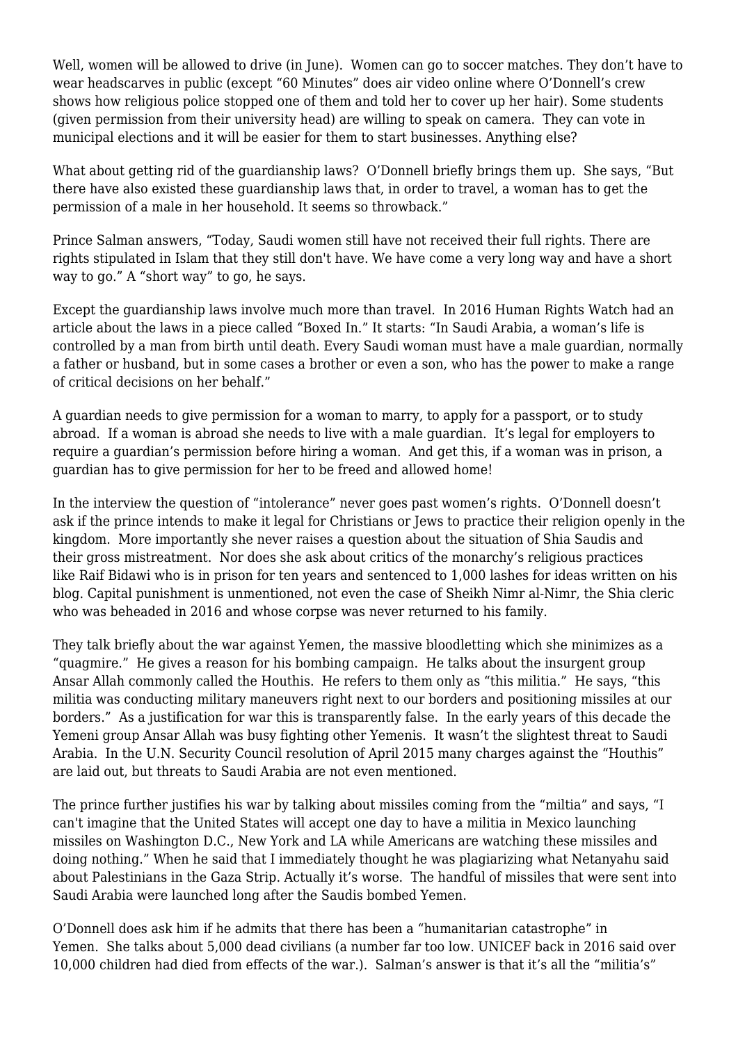Well, women will be allowed to drive (in June). Women can go to soccer matches. They don't have to wear headscarves in public (except "60 Minutes" does air video online where O'Donnell's crew shows how religious police stopped one of them and told her to cover up her hair). Some students (given permission from their university head) are willing to speak on camera. They can vote in municipal elections and it will be easier for them to start businesses. Anything else?

What about getting rid of the guardianship laws? O'Donnell briefly brings them up. She says, "But there have also existed these guardianship laws that, in order to travel, a woman has to get the permission of a male in her household. It seems so throwback."

Prince Salman answers, "Today, Saudi women still have not received their full rights. There are rights stipulated in Islam that they still don't have. We have come a very long way and have a short way to go." A "short way" to go, he says.

Except the guardianship laws involve much more than travel. In 2016 Human Rights Watch had an article about the laws in a piece called "Boxed In." It starts: "In Saudi Arabia, a woman's life is controlled by a man from birth until death. Every Saudi woman must have a male guardian, normally a father or husband, but in some cases a brother or even a son, who has the power to make a range of critical decisions on her behalf."

A guardian needs to give permission for a woman to marry, to apply for a passport, or to study abroad. If a woman is abroad she needs to live with a male guardian. It's legal for employers to require a guardian's permission before hiring a woman. And get this, if a woman was in prison, a guardian has to give permission for her to be freed and allowed home!

In the interview the question of "intolerance" never goes past women's rights. O'Donnell doesn't ask if the prince intends to make it legal for Christians or Jews to practice their religion openly in the kingdom. More importantly she never raises a question about the situation of Shia Saudis and their gross mistreatment. Nor does she ask about critics of the monarchy's religious practices like Raif Bidawi who is in prison for ten years and sentenced to 1,000 lashes for ideas written on his blog. Capital punishment is unmentioned, not even the case of Sheikh Nimr al-Nimr, the Shia cleric who was beheaded in 2016 and whose corpse was never returned to his family.

They talk briefly about the war against Yemen, the massive bloodletting which she minimizes as a "quagmire." He gives a reason for his bombing campaign. He talks about the insurgent group Ansar Allah commonly called the Houthis. He refers to them only as "this militia." He says, "this militia was conducting military maneuvers right next to our borders and positioning missiles at our borders." As a justification for war this is transparently false. In the early years of this decade the Yemeni group Ansar Allah was busy fighting other Yemenis. It wasn't the slightest threat to Saudi Arabia. In the U.N. Security Council resolution of April 2015 many charges against the "Houthis" are laid out, but threats to Saudi Arabia are not even mentioned.

The prince further justifies his war by talking about missiles coming from the "miltia" and says, "I can't imagine that the United States will accept one day to have a militia in Mexico launching missiles on Washington D.C., New York and LA while Americans are watching these missiles and doing nothing." When he said that I immediately thought he was plagiarizing what Netanyahu said about Palestinians in the Gaza Strip. Actually it's worse. The handful of missiles that were sent into Saudi Arabia were launched long after the Saudis bombed Yemen.

O'Donnell does ask him if he admits that there has been a "humanitarian catastrophe" in Yemen. She talks about 5,000 dead civilians (a number far too low. UNICEF back in 2016 said over 10,000 children had died from effects of the war.). Salman's answer is that it's all the "militia's"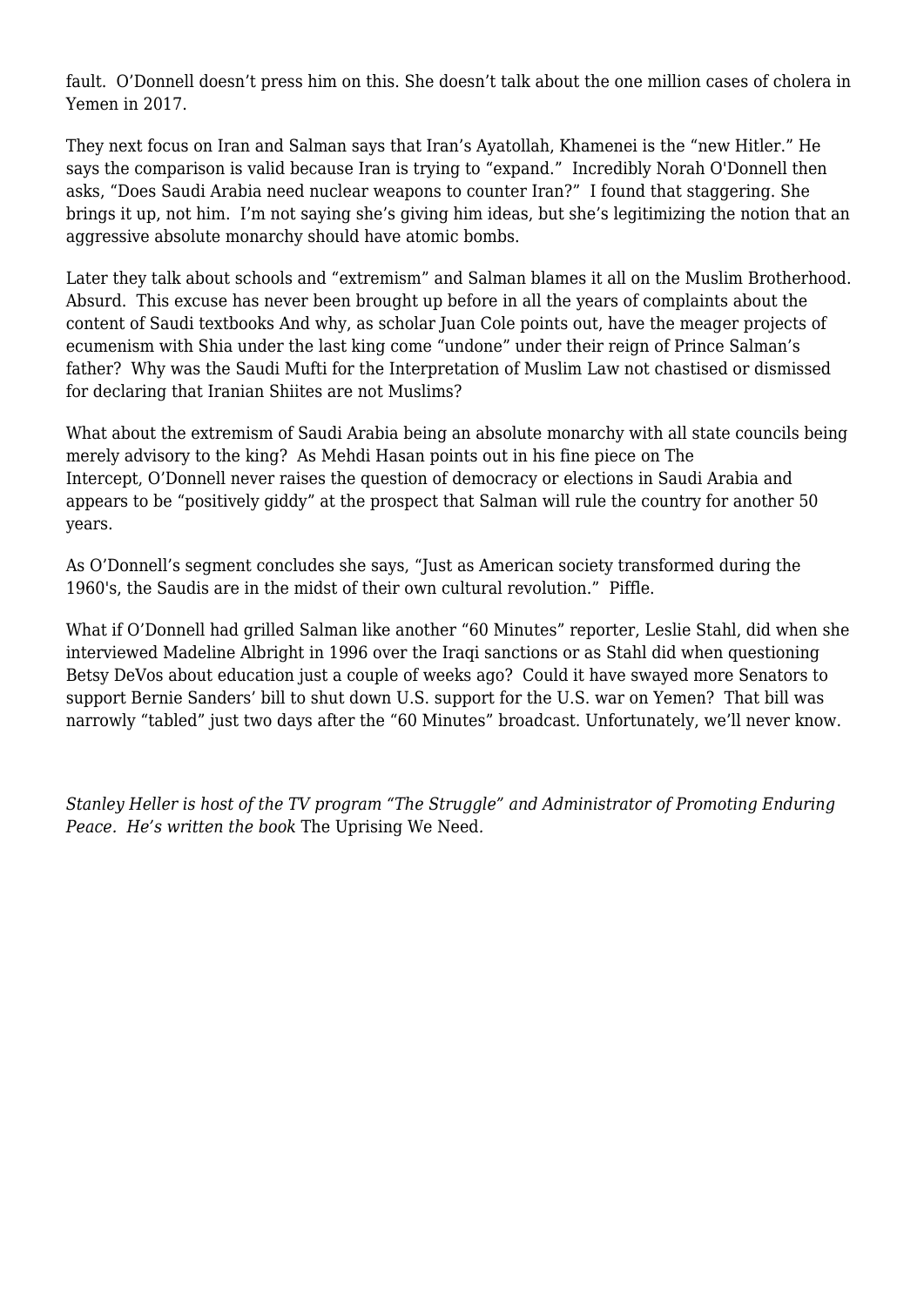fault. O'Donnell doesn't press him on this. She doesn't talk about the one million cases of cholera in Yemen in 2017.

They next focus on Iran and Salman says that Iran's Ayatollah, Khamenei is the "new Hitler." He says the comparison is valid because Iran is trying to "expand." Incredibly Norah O'Donnell then asks, "Does Saudi Arabia need nuclear weapons to counter Iran?" I found that staggering. She brings it up, not him. I'm not saying she's giving him ideas, but she's legitimizing the notion that an aggressive absolute monarchy should have atomic bombs.

Later they talk about schools and "extremism" and Salman blames it all on the Muslim Brotherhood. Absurd. This excuse has never been brought up before in all the years of complaints about the content of Saudi textbooks And why, as scholar Juan Cole points out, have the meager projects of ecumenism with Shia under the last king come "undone" under their reign of Prince Salman's father? Why was the Saudi Mufti for the Interpretation of Muslim Law not chastised or dismissed for declaring that Iranian Shiites are not Muslims?

What about the extremism of Saudi Arabia being an absolute monarchy with all state councils being merely advisory to the king? As Mehdi Hasan points out in his fine piece on The Intercept, O'Donnell never raises the question of democracy or elections in Saudi Arabia and appears to be "positively giddy" at the prospect that Salman will rule the country for another 50 years.

As O'Donnell's segment concludes she says, "Just as American society transformed during the 1960's, the Saudis are in the midst of their own cultural revolution." Piffle.

What if O'Donnell had grilled Salman like another "60 Minutes" reporter, Leslie Stahl, did when she interviewed Madeline Albright in 1996 over the Iraqi sanctions or as Stahl did when questioning Betsy DeVos about education just a couple of weeks ago? Could it have swayed more Senators to support Bernie Sanders' bill to shut down U.S. support for the U.S. war on Yemen? That bill was narrowly "tabled" just two days after the "60 Minutes" broadcast. Unfortunately, we'll never know.

*Stanley Heller is host of the TV program "The Struggle" and Administrator of Promoting Enduring Peace. He's written the book* The Uprising We Need.